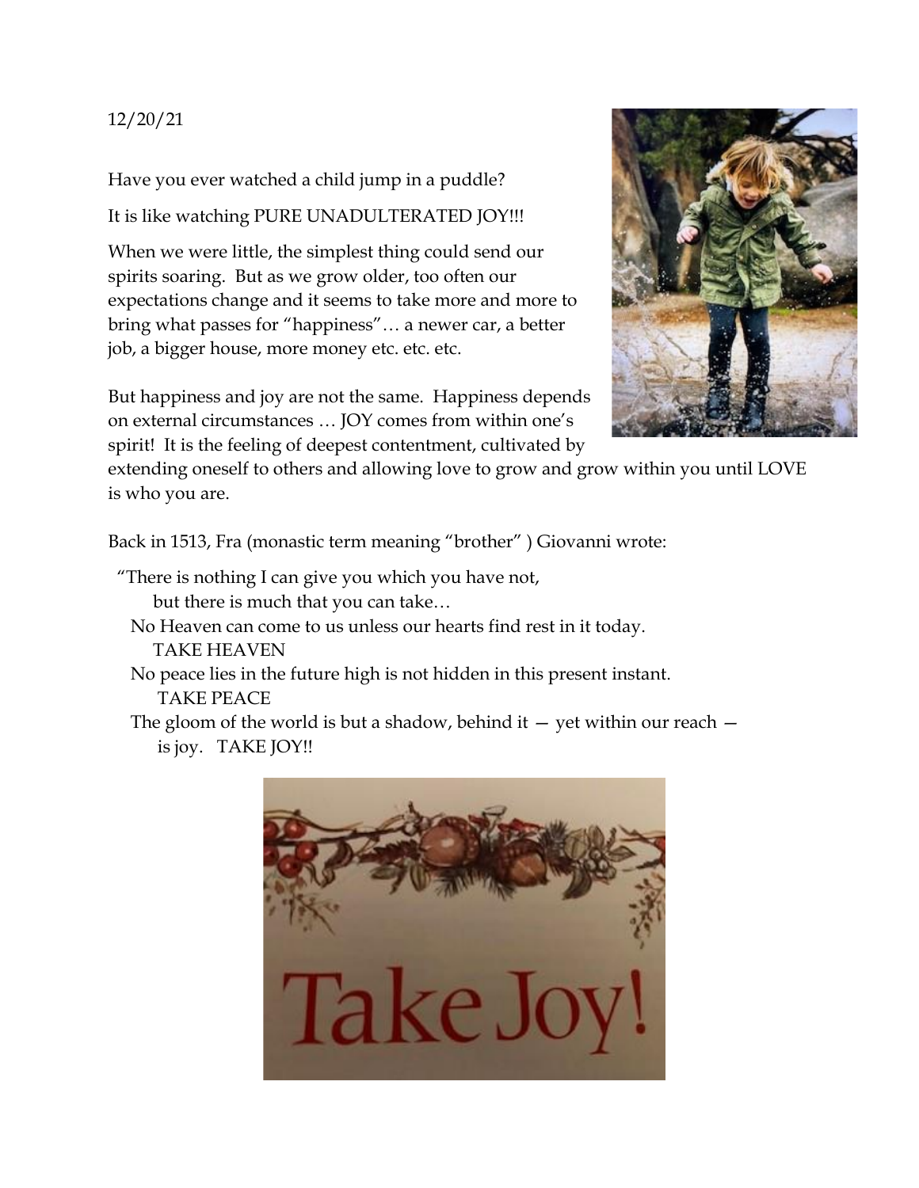12/20/21

Have you ever watched a child jump in a puddle?

It is like watching PURE UNADULTERATED JOY!!!

When we were little, the simplest thing could send our spirits soaring. But as we grow older, too often our expectations change and it seems to take more and more to bring what passes for "happiness"… a newer car, a better job, a bigger house, more money etc. etc. etc.

But happiness and joy are not the same. Happiness depends on external circumstances … JOY comes from within one's spirit! It is the feeling of deepest contentment, cultivated by extending oneself to others and allowing love to grow and grow within you until LOVE is who you are.

Back in 1513, Fra (monastic term meaning "brother" ) Giovanni wrote:

"There is nothing I can give you which you have not,
but there is much that you can take…
No Heaven can come to us unless our hearts find rest in it today.
TAKE HEAVEN
No peace lies in the future high is not hidden in this present instant.
TAKE PEACE
The gloom of the world is but a shadow, behind it — yet within our reach —
is joy. TAKE JOY!!

Take Joy!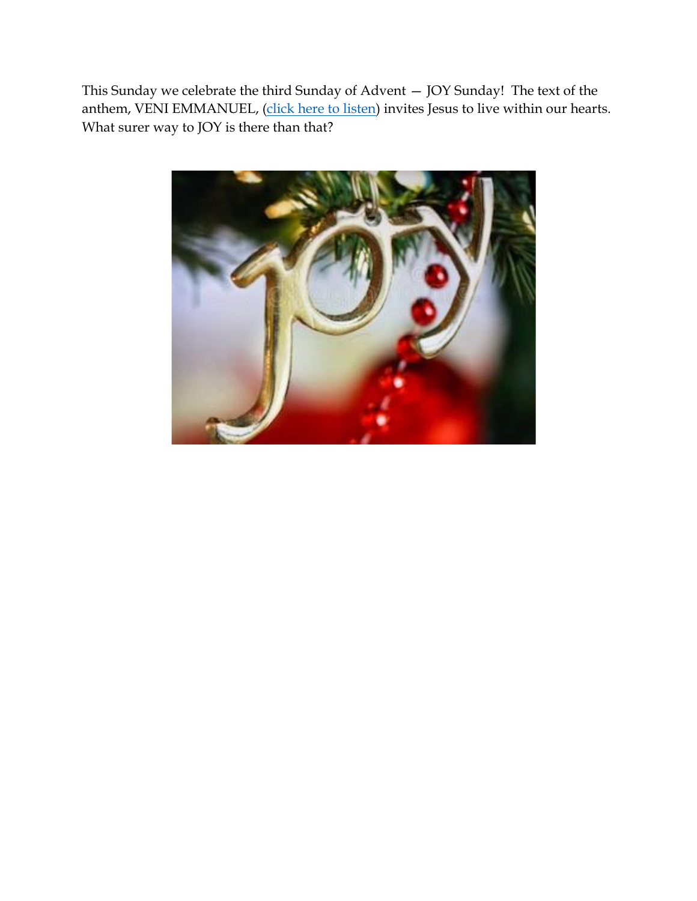This Sunday we celebrate the third Sunday of Advent — JOY Sunday! The text of the anthem, VENI EMMANUEL, (click here to listen) invites Jesus to live within our hearts. What surer way to JOY is there than that?